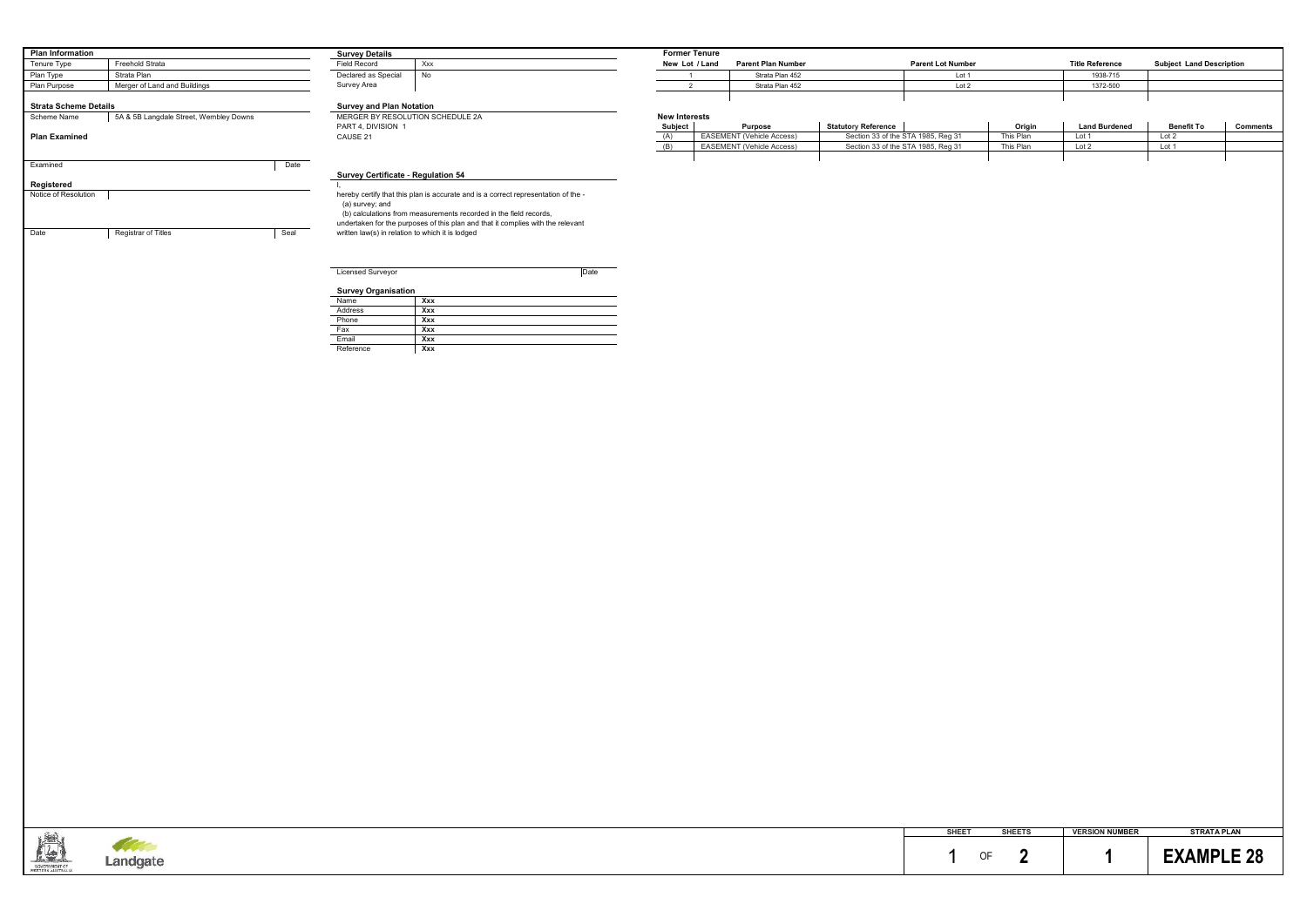## Plan Information

| | |
|---|---|
| Tenure Type | Freehold Strata |
| Plan Type | Strata Plan |
| Plan Purpose | Merger of Land and Buildings |

## Strata Scheme Details

| | |
|---|---|
| Scheme Name | 5A & 5B Langdale Street, Wembley Downs |

## Plan Examined

Examined | Date

## Registered

Notice of Resolution

Date | Registrar of Titles | Seal

## Survey Details

| | |
|---|---|
| Field Record | Xxx |
| Declared as Special | No |
| Survey Area | |

## Survey and Plan Notation

MERGER BY RESOLUTION SCHEDULE 2A
PART 4, DIVISION 1
CAUSE 21

## Survey Certificate - Regulation 54

I,

hereby certify that this plan is accurate and is a correct representation of the -

(a) survey; and

(b) calculations from measurements recorded in the field records,

undertaken for the purposes of this plan and that it complies with the relevant written law(s) in relation to which it is lodged

Licensed Surveyor | Date

## Survey Organisation

| | |
|---|---|
| Name | Xxx |
| Address | Xxx |
| Phone | Xxx |
| Fax | Xxx |
| Email | Xxx |
| Reference | Xxx |

## Former Tenure

| New Lot / Land | Parent Plan Number | Parent Lot Number | Title Reference | Subject Land Description |
|---|---|---|---|---|
| 1 | Strata Plan 452 | Lot 1 | 1938-715 | |
| 2 | Strata Plan 452 | Lot 2 | 1372-500 | |

## New Interests

| Subject | Purpose | Statutory Reference | Origin | Land Burdened | Benefit To | Comments |
|---|---|---|---|---|---|---|
| (A) | EASEMENT (Vehicle Access) | Section 33 of the STA 1985, Reg 31 | This Plan | Lot 1 | Lot 2 | |
| (B) | EASEMENT (Vehicle Access) | Section 33 of the STA 1985, Reg 31 | This Plan | Lot 2 | Lot 1 | |

| SHEET | SHEETS | VERSION NUMBER | STRATA PLAN |
|---|---|---|---|
| 1 OF | 2 | 1 | EXAMPLE 28 |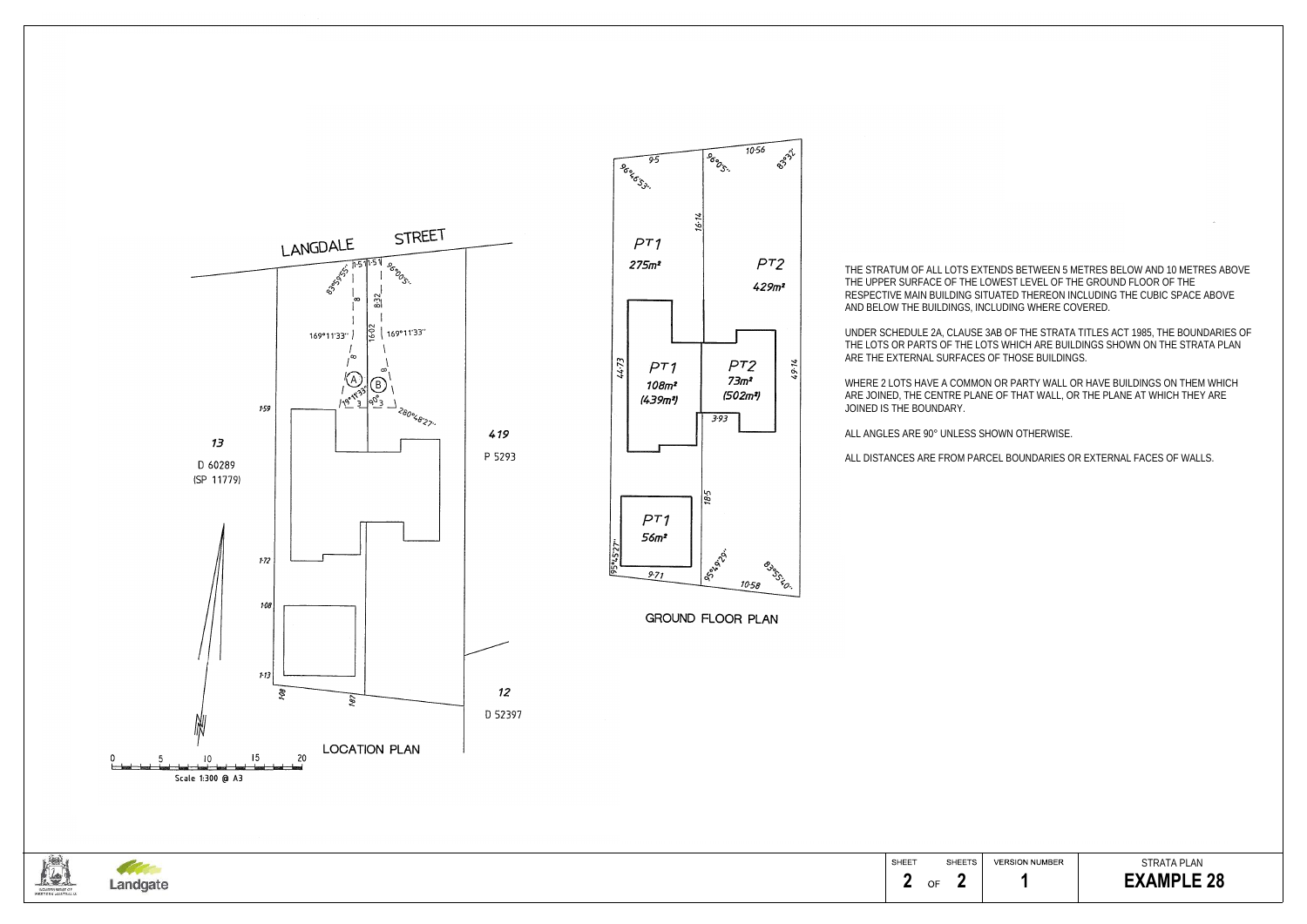LANGDALE STREET

13

D 60289

(SP 11779)

419

P 5293

12

D 52397

LOCATION PLAN

Scale 1:300 @ A3

GROUND FLOOR PLAN

PT1 275m²

PT2 429m²

PT1 108m² (439m²)

PT2 73m² (502m²)

PT1 56m²

THE STRATUM OF ALL LOTS EXTENDS BETWEEN 5 METRES BELOW AND 10 METRES ABOVE THE UPPER SURFACE OF THE LOWEST LEVEL OF THE GROUND FLOOR OF THE RESPECTIVE MAIN BUILDING SITUATED THEREON INCLUDING THE CUBIC SPACE ABOVE AND BELOW THE BUILDINGS, INCLUDING WHERE COVERED.

UNDER SCHEDULE 2A, CLAUSE 3AB OF THE STRATA TITLES ACT 1985, THE BOUNDARIES OF THE LOTS OR PARTS OF THE LOTS WHICH ARE BUILDINGS SHOWN ON THE STRATA PLAN ARE THE EXTERNAL SURFACES OF THOSE BUILDINGS.

WHERE 2 LOTS HAVE A COMMON OR PARTY WALL OR HAVE BUILDINGS ON THEM WHICH ARE JOINED, THE CENTRE PLANE OF THAT WALL, OR THE PLANE AT WHICH THEY ARE JOINED IS THE BOUNDARY.

ALL ANGLES ARE 90° UNLESS SHOWN OTHERWISE.

ALL DISTANCES ARE FROM PARCEL BOUNDARIES OR EXTERNAL FACES OF WALLS.

| SHEET | SHEETS | VERSION NUMBER | STRATA PLAN |
|---|---|---|---|
| 2 OF | 2 | 1 | **EXAMPLE 28** |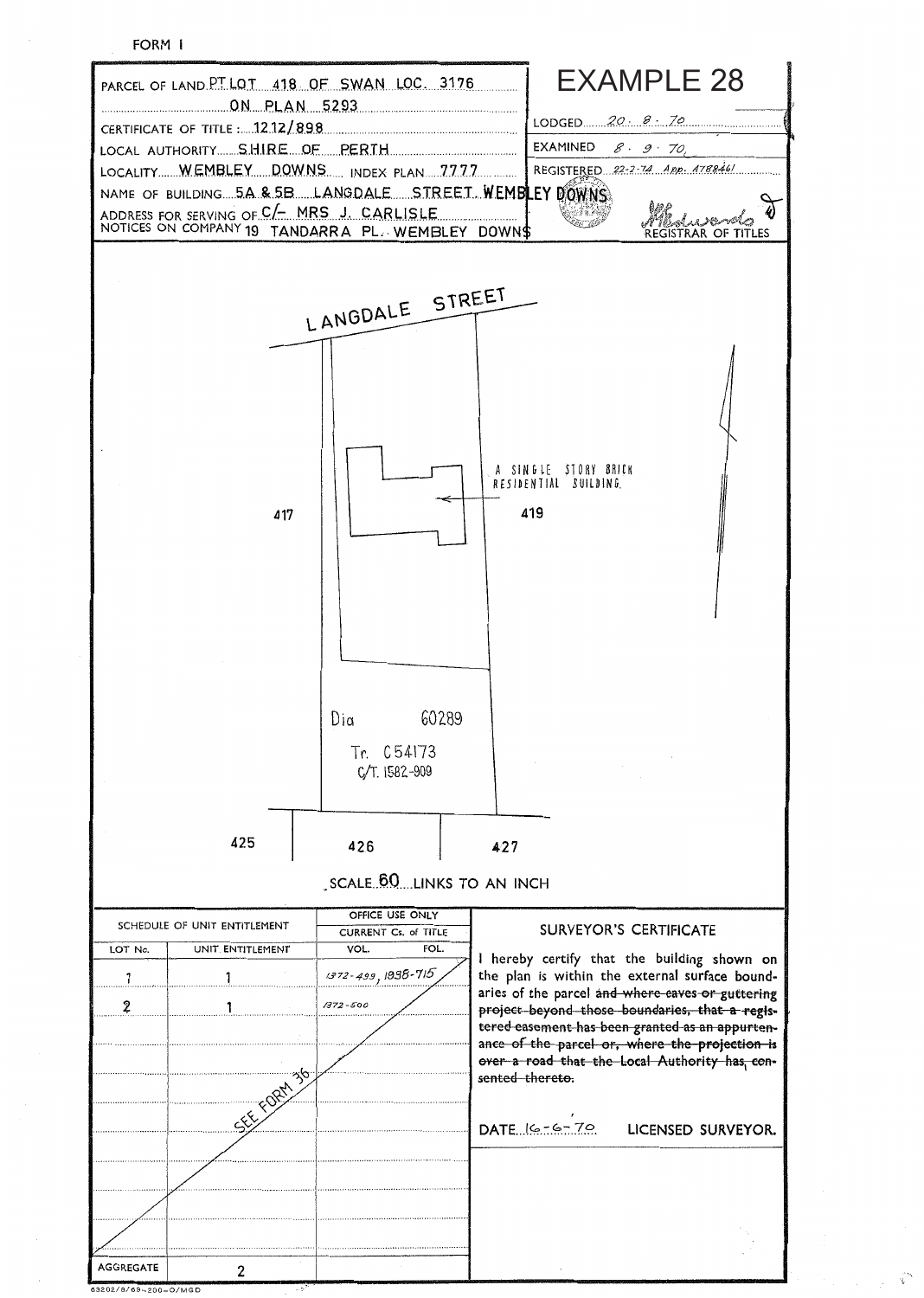FORM 1

| | |
|---|---|
| PARCEL OF LAND PT LOT 418 OF SWAN LOC. 3176 ON PLAN 5293 | **EXAMPLE 28** |
| CERTIFICATE OF TITLE : 1212/898 | LODGED 20 . 8 . 70 |
| LOCAL AUTHORITY SHIRE OF PERTH | EXAMINED 8 . 9 . 70 |
| LOCALITY WEMBLEY DOWNS INDEX PLAN 7777 | REGISTERED 22-2-74 App. A78846 |
| NAME OF BUILDING 5A & 5B LANGDALE STREET WEMBLEY DOWNS | |
| ADDRESS FOR SERVING OF NOTICES ON COMPANY C/- MRS J. CARLISLE 19 TANDARRA PL. WEMBLEY DOWNS | REGISTRAR OF TITLES |

LANGDALE STREET

A SINGLE STORY BRICK RESIDENTIAL BUILDING.

417 419

Dia 60289

Tr. C54173

C/T. 1582-909

425 426 427

SCALE 60 LINKS TO AN INCH

| SCHEDULE OF UNIT ENTITLEMENT | | OFFICE USE ONLY CURRENT Cs. of TITLE |
|---|---|---|
| LOT No. | UNIT ENTITLEMENT | VOL. FOL. |
| 1 | 1 | 1372-499, 1938-715 |
| 2 | 1 | 1372-500 |
| SEE FORM 36 | | |
| AGGREGATE | 2 | |

**SURVEYOR'S CERTIFICATE**

I hereby certify that the building shown on the plan is within the external surface boundaries of the parcel ~~and where eaves or guttering project beyond those boundaries, that a registered easement has been granted as an appurtenance of the parcel or, where the projection is over a road that the Local Authority has consented thereto.~~

DATE 16-6-70 LICENSED SURVEYOR.

63202/8/69-200-O/MGD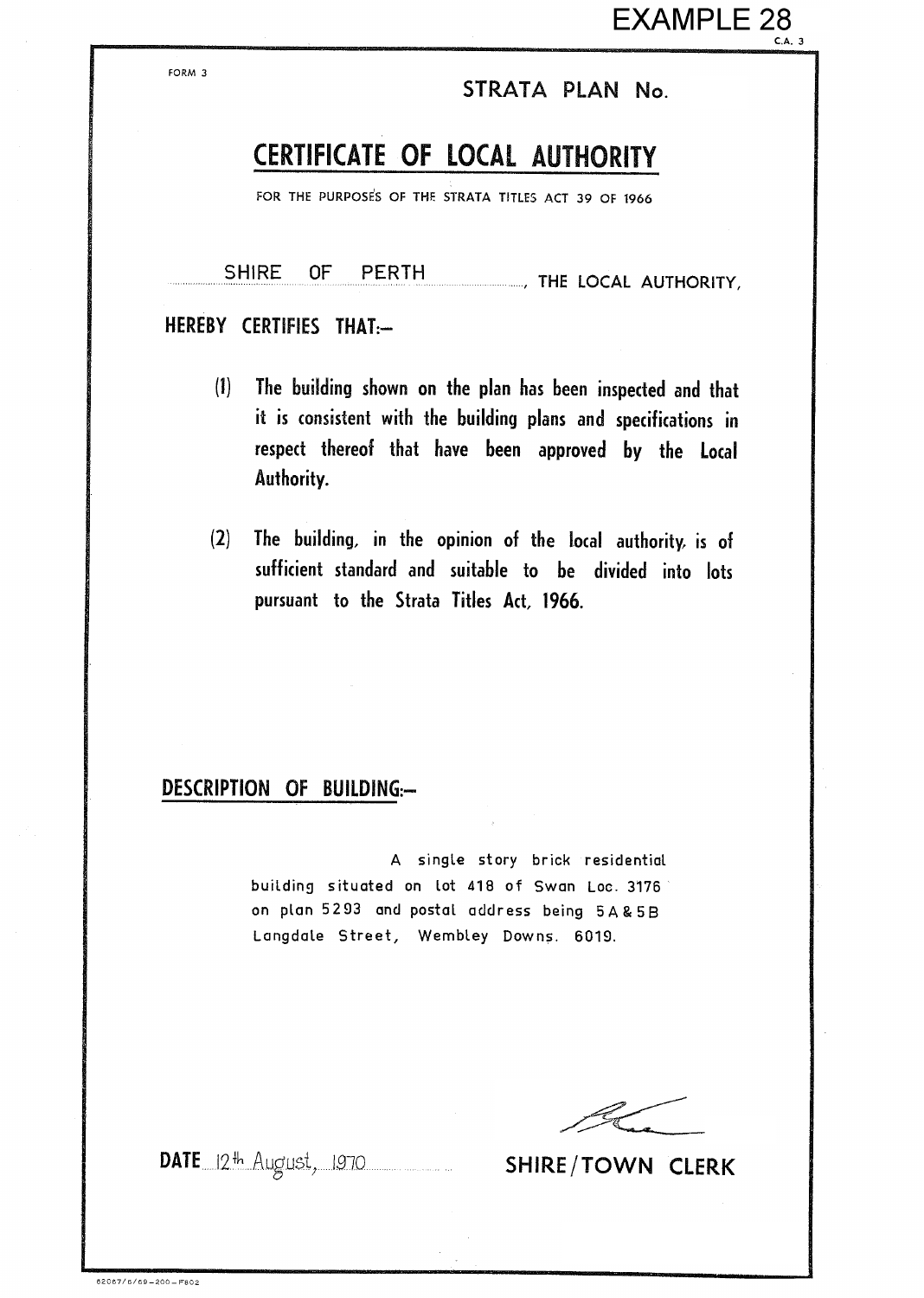EXAMPLE 28

C.A. 3

FORM 3

STRATA PLAN No.

# CERTIFICATE OF LOCAL AUTHORITY

FOR THE PURPOSES OF THE STRATA TITLES ACT 39 OF 1966

SHIRE OF PERTH ..................................., THE LOCAL AUTHORITY,

**HEREBY CERTIFIES THAT:—**

(1) The building shown on the plan has been inspected and that it is consistent with the building plans and specifications in respect thereof that have been approved by the Local Authority.

(2) The building, in the opinion of the local authority, is of sufficient standard and suitable to be divided into lots pursuant to the Strata Titles Act, 1966.

## DESCRIPTION OF BUILDING:—

A single story brick residential building situated on lot 418 of Swan Loc. 3176 on plan 5293 and postal address being 5A & 5B Langdale Street, Wembley Downs. 6019.

**DATE** 12th August, 1970

SHIRE/TOWN CLERK

62067/6/69—200—F802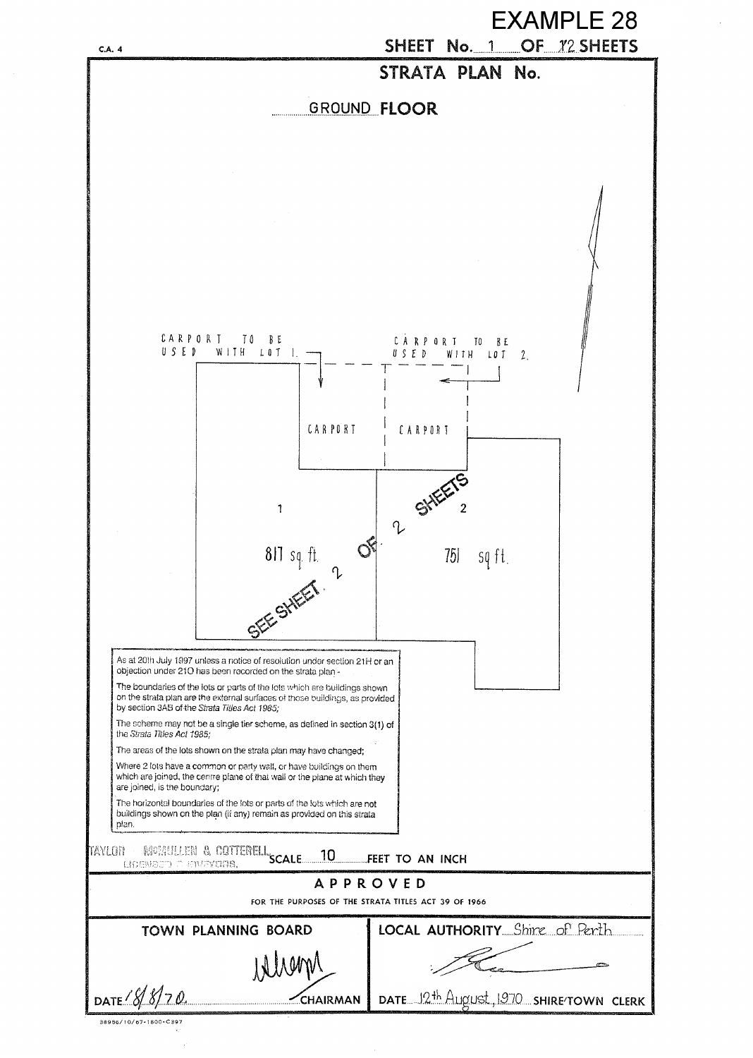# EXAMPLE 28

C.A. 4

SHEET No. 1 OF 12 SHEETS

## STRATA PLAN No.

### GROUND FLOOR

CARPORT TO BE USED WITH LOT 1.

CARPORT TO BE USED WITH LOT 2.

CARPORT

CARPORT

1

817 sq. ft.

2

751 sq. ft.

SEE SHEET 2 OF 2 SHEETS

As at 20th July 1997 unless a notice of resolution under section 21H or an objection under 21O has been recorded on the strata plan -

The boundaries of the lots or parts of the lots which are buildings shown on the strata plan are the external surfaces of those buildings, as provided by section 3AB of the *Strata Titles Act 1985;*

The scheme may not be a single tier scheme, as defined in section 3(1) of the *Strata Titles Act 1985;*

The areas of the lots shown on the strata plan may have changed;

Where 2 lots have a common or party wall, or have buildings on them which are joined, the centre plane of that wall or the plane at which they are joined, is the boundary;

The horizontal boundaries of the lots or parts of the lots which are not buildings shown on the plan (if any) remain as provided on this strata plan.

TAYLOR McMULLEN & COTTERELL, LICENSED SURVEYORS. SCALE 10 FEET TO AN INCH

## APPROVED

FOR THE PURPOSES OF THE STRATA TITLES ACT 39 OF 1966

| TOWN PLANNING BOARD | LOCAL AUTHORITY Shire of Perth |
|---|---|
| DATE 18/8/70 CHAIRMAN | DATE 12th August, 1970 SHIRE/TOWN CLERK |

38956/10/67-1800-C897